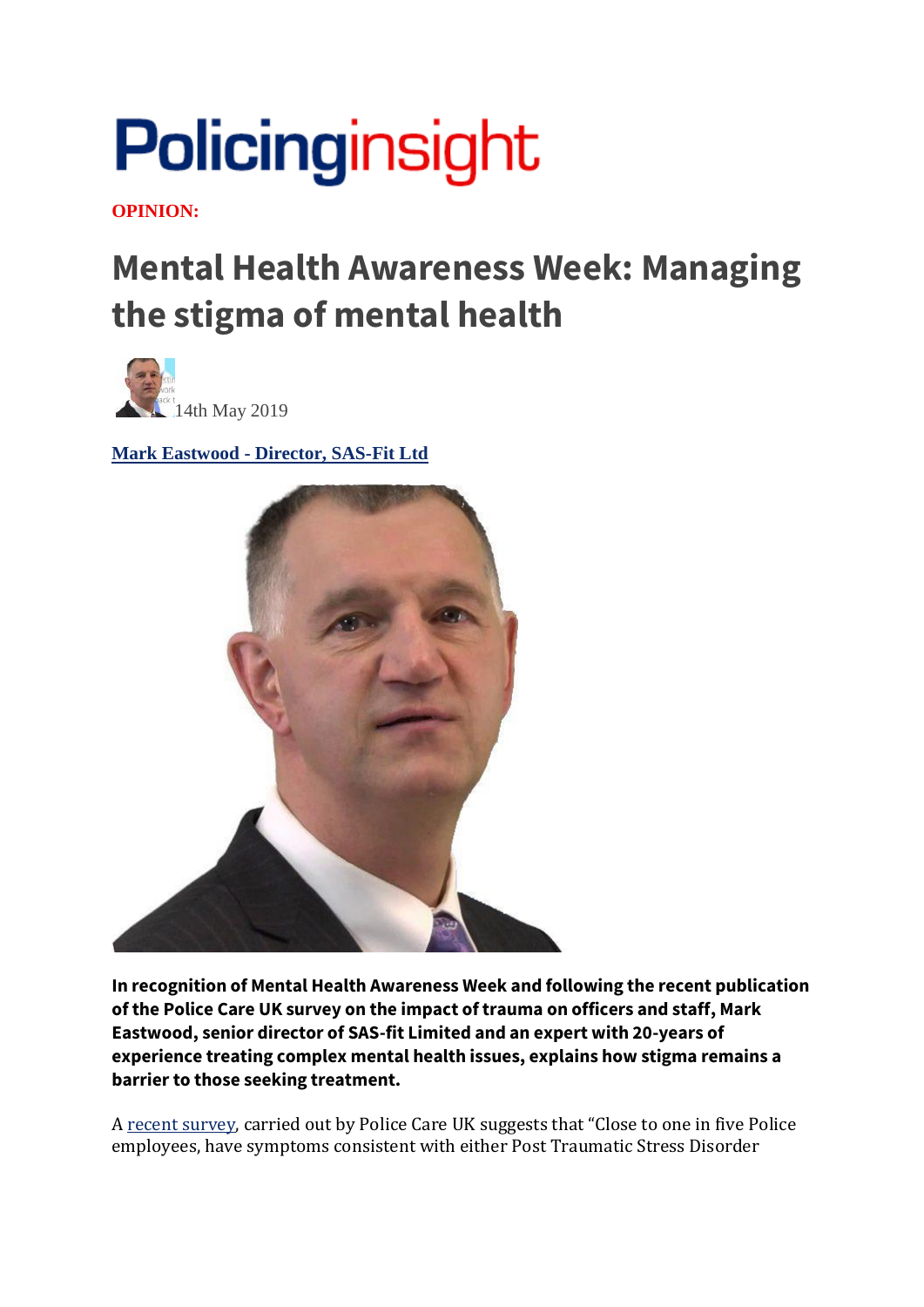Policinginsight

**OPINION:**

# Mental Health Awareness Week: Managing the stigma of mental health

14th May 2019

**Mark Eastwood - Director, SAS-Fit Ltd**

**In recognition of Mental Health Awareness Week and following the recent publication of the Police Care UK survey on the impact of trauma on officers and staff, Mark Eastwood, senior director of SAS-fit Limited and an expert with 20-years of experience treating complex mental health issues, explains how stigma remains a barrier to those seeking treatment.**

A recent survey, carried out by Police Care UK suggests that "Close to one in five Police employees, have symptoms consistent with either Post Traumatic Stress Disorder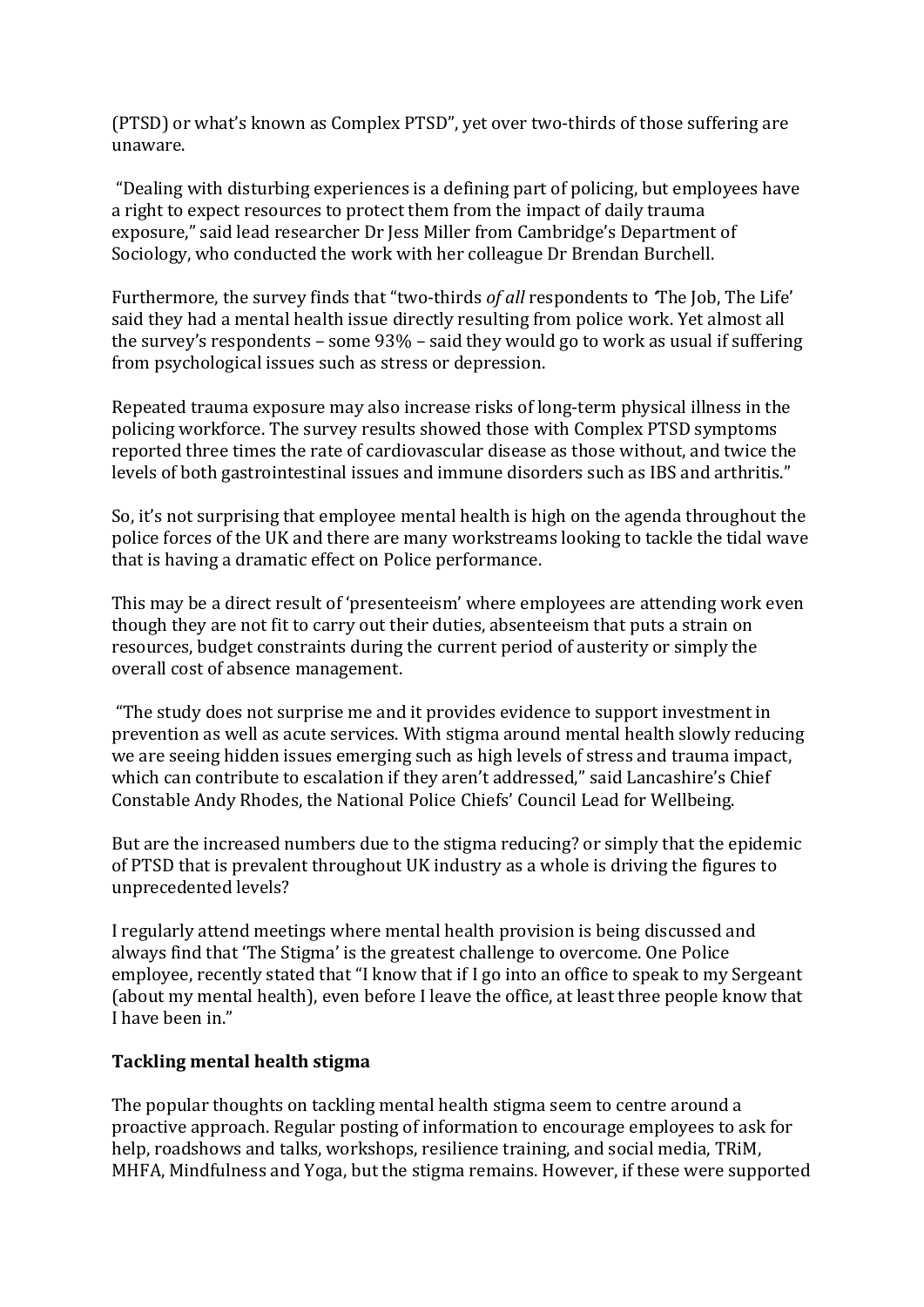(PTSD) or what's known as Complex PTSD", yet over two-thirds of those suffering are unaware.

"Dealing with disturbing experiences is a defining part of policing, but employees have a right to expect resources to protect them from the impact of daily trauma exposure," said lead researcher Dr Jess Miller from Cambridge's Department of Sociology, who conducted the work with her colleague Dr Brendan Burchell.

Furthermore, the survey finds that "two-thirds *of all* respondents to 'The Job, The Life' said they had a mental health issue directly resulting from police work. Yet almost all the survey's respondents – some 93% – said they would go to work as usual if suffering from psychological issues such as stress or depression.

Repeated trauma exposure may also increase risks of long-term physical illness in the policing workforce. The survey results showed those with Complex PTSD symptoms reported three times the rate of cardiovascular disease as those without, and twice the levels of both gastrointestinal issues and immune disorders such as IBS and arthritis."

So, it's not surprising that employee mental health is high on the agenda throughout the police forces of the UK and there are many workstreams looking to tackle the tidal wave that is having a dramatic effect on Police performance.

This may be a direct result of 'presenteeism' where employees are attending work even though they are not fit to carry out their duties, absenteeism that puts a strain on resources, budget constraints during the current period of austerity or simply the overall cost of absence management.

"The study does not surprise me and it provides evidence to support investment in prevention as well as acute services. With stigma around mental health slowly reducing we are seeing hidden issues emerging such as high levels of stress and trauma impact, which can contribute to escalation if they aren't addressed," said Lancashire's Chief Constable Andy Rhodes, the National Police Chiefs' Council Lead for Wellbeing.

But are the increased numbers due to the stigma reducing? or simply that the epidemic of PTSD that is prevalent throughout UK industry as a whole is driving the figures to unprecedented levels?

I regularly attend meetings where mental health provision is being discussed and always find that 'The Stigma' is the greatest challenge to overcome. One Police employee, recently stated that "I know that if I go into an office to speak to my Sergeant (about my mental health), even before I leave the office, at least three people know that I have been in."

## Tackling mental health stigma

The popular thoughts on tackling mental health stigma seem to centre around a proactive approach. Regular posting of information to encourage employees to ask for help, roadshows and talks, workshops, resilience training, and social media, TRiM, MHFA, Mindfulness and Yoga, but the stigma remains. However, if these were supported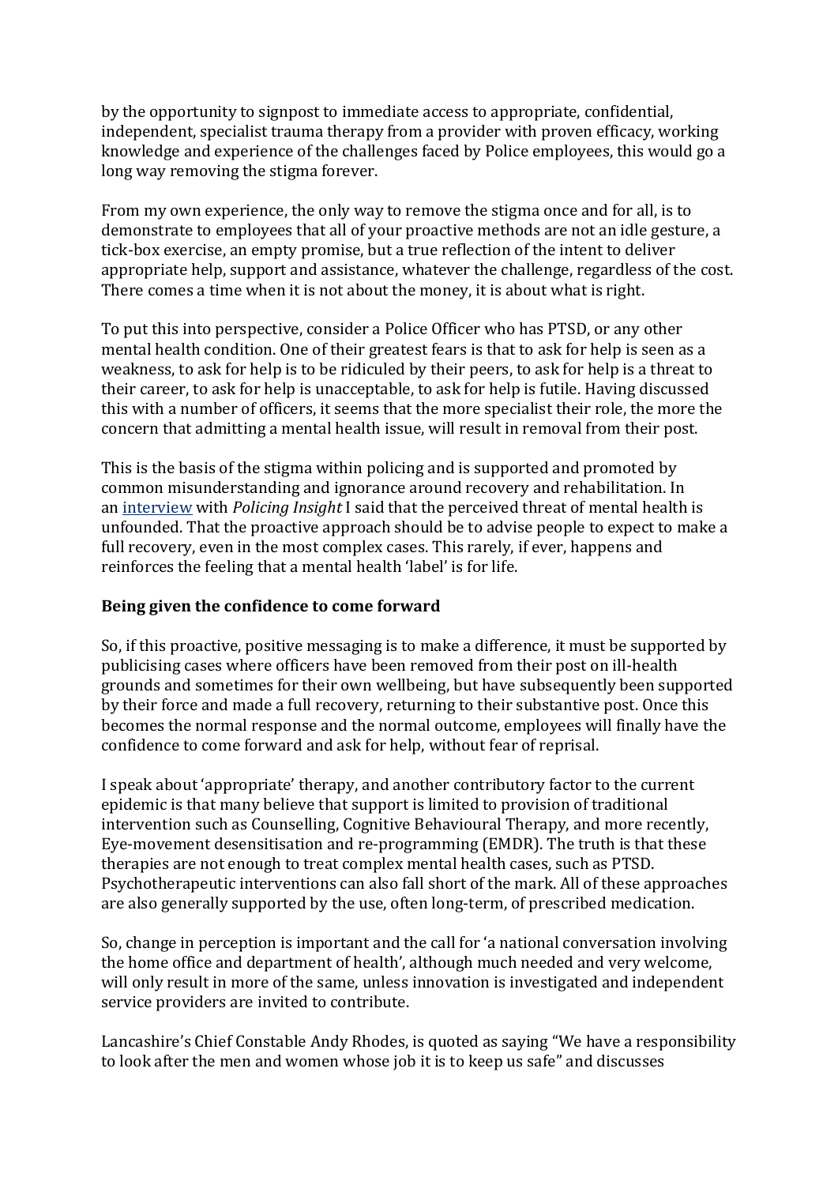by the opportunity to signpost to immediate access to appropriate, confidential, independent, specialist trauma therapy from a provider with proven efficacy, working knowledge and experience of the challenges faced by Police employees, this would go a long way removing the stigma forever.

From my own experience, the only way to remove the stigma once and for all, is to demonstrate to employees that all of your proactive methods are not an idle gesture, a tick-box exercise, an empty promise, but a true reflection of the intent to deliver appropriate help, support and assistance, whatever the challenge, regardless of the cost. There comes a time when it is not about the money, it is about what is right.

To put this into perspective, consider a Police Officer who has PTSD, or any other mental health condition. One of their greatest fears is that to ask for help is seen as a weakness, to ask for help is to be ridiculed by their peers, to ask for help is a threat to their career, to ask for help is unacceptable, to ask for help is futile. Having discussed this with a number of officers, it seems that the more specialist their role, the more the concern that admitting a mental health issue, will result in removal from their post.

This is the basis of the stigma within policing and is supported and promoted by common misunderstanding and ignorance around recovery and rehabilitation. In an interview with *Policing Insight* I said that the perceived threat of mental health is unfounded. That the proactive approach should be to advise people to expect to make a full recovery, even in the most complex cases. This rarely, if ever, happens and reinforces the feeling that a mental health 'label' is for life.

**Being given the confidence to come forward**

So, if this proactive, positive messaging is to make a difference, it must be supported by publicising cases where officers have been removed from their post on ill-health grounds and sometimes for their own wellbeing, but have subsequently been supported by their force and made a full recovery, returning to their substantive post. Once this becomes the normal response and the normal outcome, employees will finally have the confidence to come forward and ask for help, without fear of reprisal.

I speak about 'appropriate' therapy, and another contributory factor to the current epidemic is that many believe that support is limited to provision of traditional intervention such as Counselling, Cognitive Behavioural Therapy, and more recently, Eye-movement desensitisation and re-programming (EMDR). The truth is that these therapies are not enough to treat complex mental health cases, such as PTSD. Psychotherapeutic interventions can also fall short of the mark. All of these approaches are also generally supported by the use, often long-term, of prescribed medication.

So, change in perception is important and the call for 'a national conversation involving the home office and department of health', although much needed and very welcome, will only result in more of the same, unless innovation is investigated and independent service providers are invited to contribute.

Lancashire's Chief Constable Andy Rhodes, is quoted as saying "We have a responsibility to look after the men and women whose job it is to keep us safe" and discusses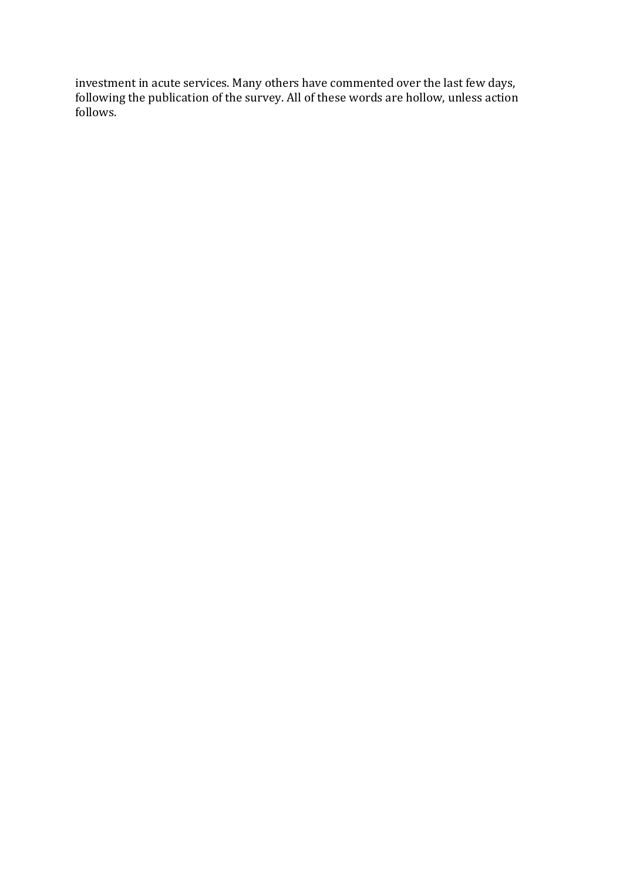investment in acute services. Many others have commented over the last few days, following the publication of the survey. All of these words are hollow, unless action follows.